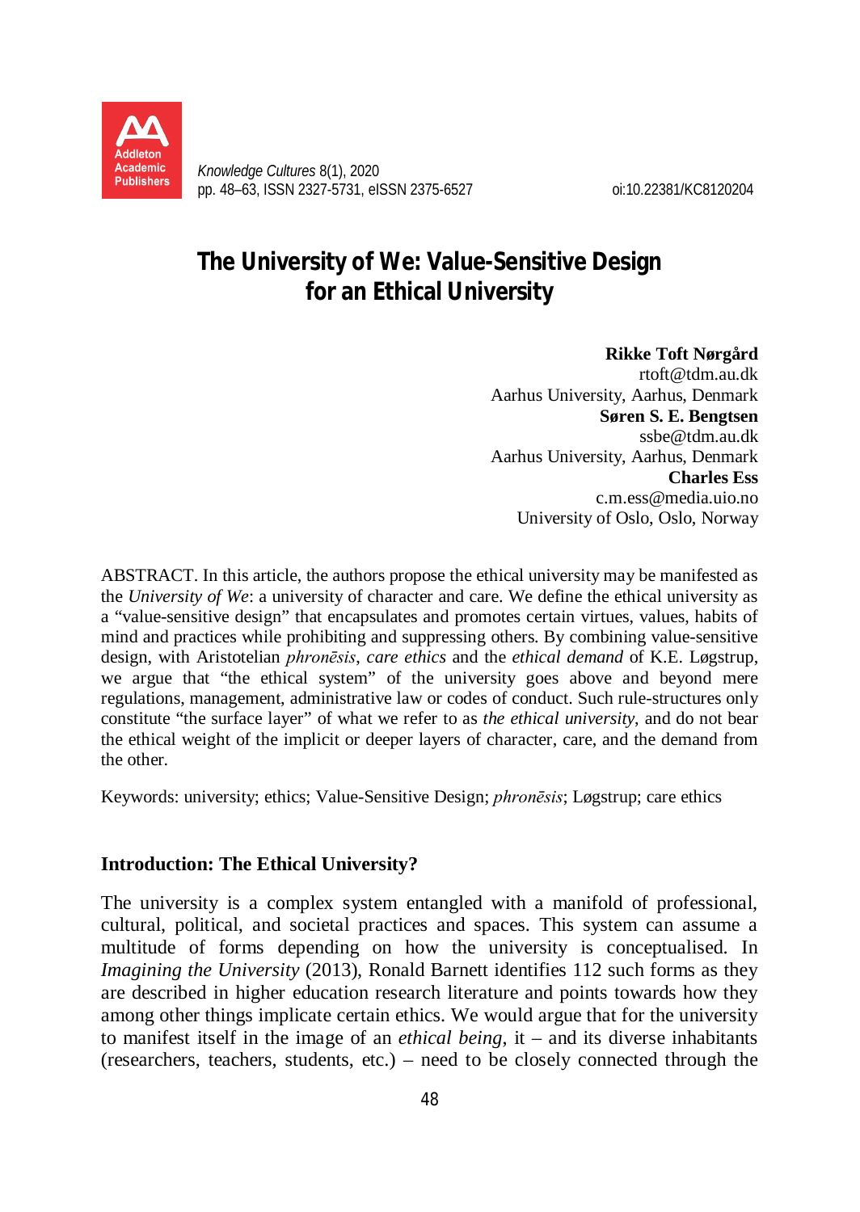# The University of We: Value-Sensitive Design for an Ethical University

**Rikke Toft Nørgård**
rtoft@tdm.au.dk
Aarhus University, Aarhus, Denmark
**Søren S. E. Bengtsen**
ssbe@tdm.au.dk
Aarhus University, Aarhus, Denmark
**Charles Ess**
c.m.ess@media.uio.no
University of Oslo, Oslo, Norway

ABSTRACT. In this article, the authors propose the ethical university may be manifested as the *University of We*: a university of character and care. We define the ethical university as a "value-sensitive design" that encapsulates and promotes certain virtues, values, habits of mind and practices while prohibiting and suppressing others. By combining value-sensitive design, with Aristotelian *phronēsis*, *care ethics* and the *ethical demand* of K.E. Løgstrup, we argue that "the ethical system" of the university goes above and beyond mere regulations, management, administrative law or codes of conduct. Such rule-structures only constitute "the surface layer" of what we refer to as *the ethical university*, and do not bear the ethical weight of the implicit or deeper layers of character, care, and the demand from the other.

Keywords: university; ethics; Value-Sensitive Design; *phronēsis*; Løgstrup; care ethics

## Introduction: The Ethical University?

The university is a complex system entangled with a manifold of professional, cultural, political, and societal practices and spaces. This system can assume a multitude of forms depending on how the university is conceptualised. In *Imagining the University* (2013), Ronald Barnett identifies 112 such forms as they are described in higher education research literature and points towards how they among other things implicate certain ethics. We would argue that for the university to manifest itself in the image of an *ethical being*, it – and its diverse inhabitants (researchers, teachers, students, etc.) – need to be closely connected through the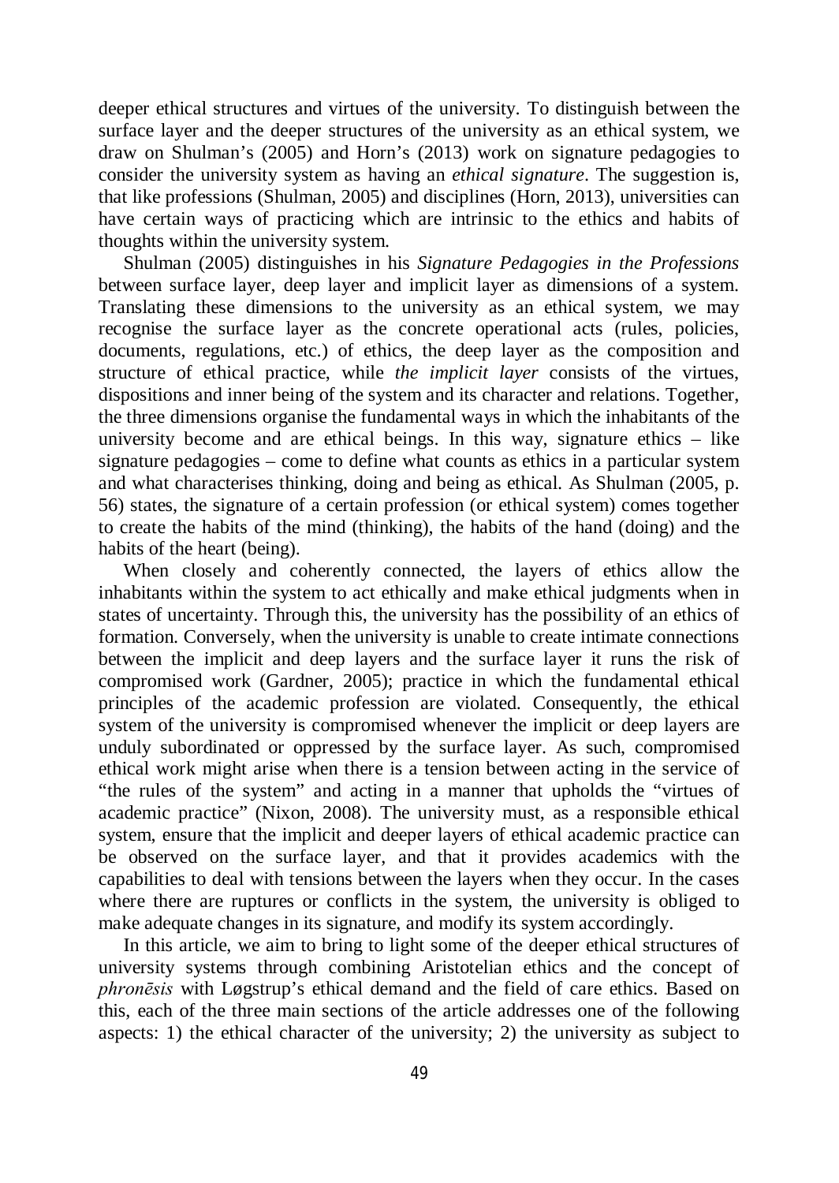deeper ethical structures and virtues of the university. To distinguish between the surface layer and the deeper structures of the university as an ethical system, we draw on Shulman's (2005) and Horn's (2013) work on signature pedagogies to consider the university system as having an *ethical signature*. The suggestion is, that like professions (Shulman, 2005) and disciplines (Horn, 2013), universities can have certain ways of practicing which are intrinsic to the ethics and habits of thoughts within the university system.

Shulman (2005) distinguishes in his *Signature Pedagogies in the Professions* between surface layer, deep layer and implicit layer as dimensions of a system. Translating these dimensions to the university as an ethical system, we may recognise the surface layer as the concrete operational acts (rules, policies, documents, regulations, etc.) of ethics, the deep layer as the composition and structure of ethical practice, while *the implicit layer* consists of the virtues, dispositions and inner being of the system and its character and relations. Together, the three dimensions organise the fundamental ways in which the inhabitants of the university become and are ethical beings. In this way, signature ethics – like signature pedagogies – come to define what counts as ethics in a particular system and what characterises thinking, doing and being as ethical. As Shulman (2005, p. 56) states, the signature of a certain profession (or ethical system) comes together to create the habits of the mind (thinking), the habits of the hand (doing) and the habits of the heart (being).

When closely and coherently connected, the layers of ethics allow the inhabitants within the system to act ethically and make ethical judgments when in states of uncertainty. Through this, the university has the possibility of an ethics of formation. Conversely, when the university is unable to create intimate connections between the implicit and deep layers and the surface layer it runs the risk of compromised work (Gardner, 2005); practice in which the fundamental ethical principles of the academic profession are violated. Consequently, the ethical system of the university is compromised whenever the implicit or deep layers are unduly subordinated or oppressed by the surface layer. As such, compromised ethical work might arise when there is a tension between acting in the service of "the rules of the system" and acting in a manner that upholds the "virtues of academic practice" (Nixon, 2008). The university must, as a responsible ethical system, ensure that the implicit and deeper layers of ethical academic practice can be observed on the surface layer, and that it provides academics with the capabilities to deal with tensions between the layers when they occur. In the cases where there are ruptures or conflicts in the system, the university is obliged to make adequate changes in its signature, and modify its system accordingly.

In this article, we aim to bring to light some of the deeper ethical structures of university systems through combining Aristotelian ethics and the concept of *phronēsis* with Løgstrup's ethical demand and the field of care ethics. Based on this, each of the three main sections of the article addresses one of the following aspects: 1) the ethical character of the university; 2) the university as subject to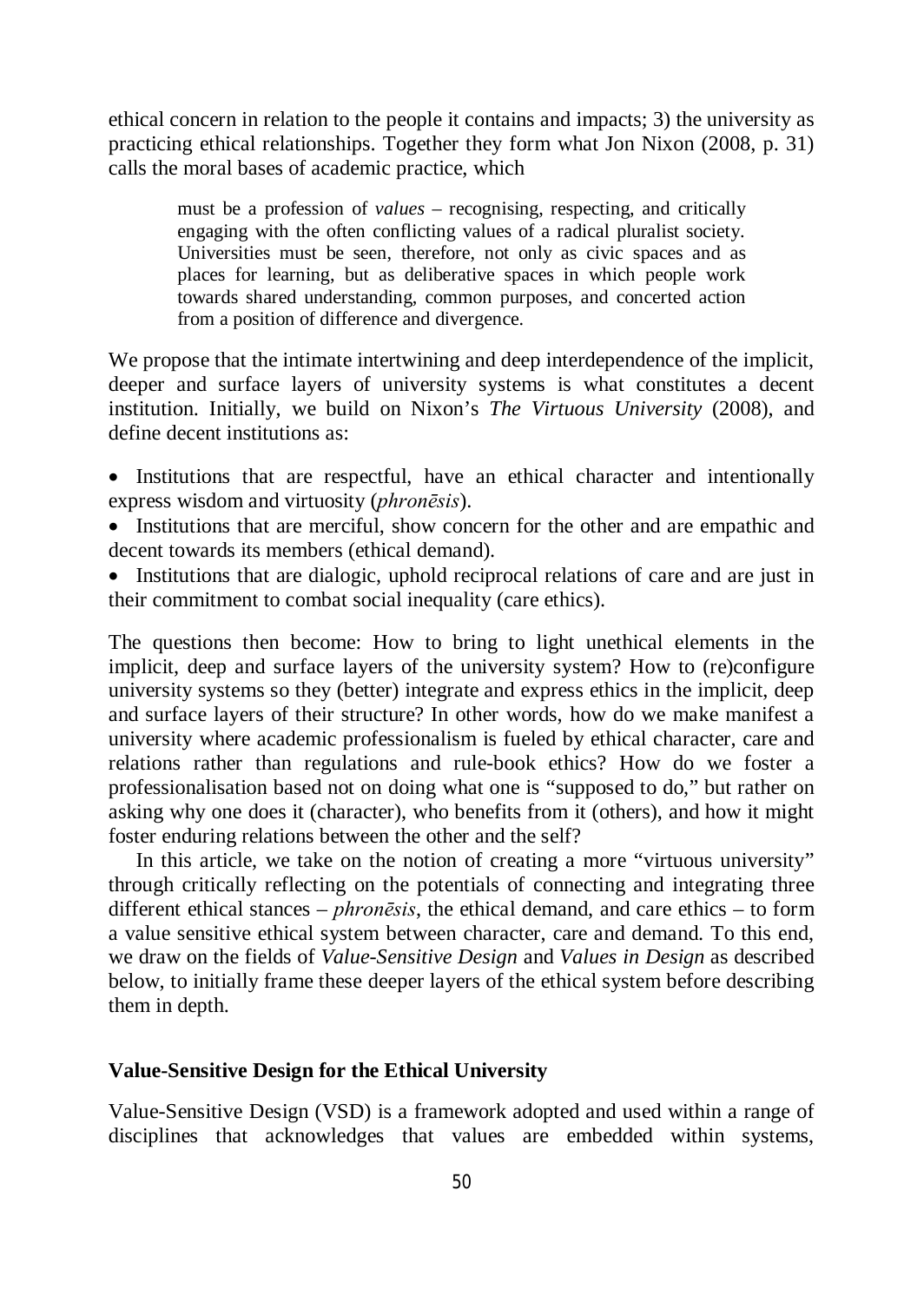ethical concern in relation to the people it contains and impacts; 3) the university as practicing ethical relationships. Together they form what Jon Nixon (2008, p. 31) calls the moral bases of academic practice, which

> must be a profession of *values* – recognising, respecting, and critically engaging with the often conflicting values of a radical pluralist society. Universities must be seen, therefore, not only as civic spaces and as places for learning, but as deliberative spaces in which people work towards shared understanding, common purposes, and concerted action from a position of difference and divergence.

We propose that the intimate intertwining and deep interdependence of the implicit, deeper and surface layers of university systems is what constitutes a decent institution. Initially, we build on Nixon's *The Virtuous University* (2008), and define decent institutions as:

- Institutions that are respectful, have an ethical character and intentionally express wisdom and virtuosity (*phronēsis*).
- Institutions that are merciful, show concern for the other and are empathic and decent towards its members (ethical demand).
- Institutions that are dialogic, uphold reciprocal relations of care and are just in their commitment to combat social inequality (care ethics).

The questions then become: How to bring to light unethical elements in the implicit, deep and surface layers of the university system? How to (re)configure university systems so they (better) integrate and express ethics in the implicit, deep and surface layers of their structure? In other words, how do we make manifest a university where academic professionalism is fueled by ethical character, care and relations rather than regulations and rule-book ethics? How do we foster a professionalisation based not on doing what one is "supposed to do," but rather on asking why one does it (character), who benefits from it (others), and how it might foster enduring relations between the other and the self?

In this article, we take on the notion of creating a more "virtuous university" through critically reflecting on the potentials of connecting and integrating three different ethical stances – *phronēsis*, the ethical demand, and care ethics – to form a value sensitive ethical system between character, care and demand. To this end, we draw on the fields of *Value-Sensitive Design* and *Values in Design* as described below, to initially frame these deeper layers of the ethical system before describing them in depth.

**Value-Sensitive Design for the Ethical University**

Value-Sensitive Design (VSD) is a framework adopted and used within a range of disciplines that acknowledges that values are embedded within systems,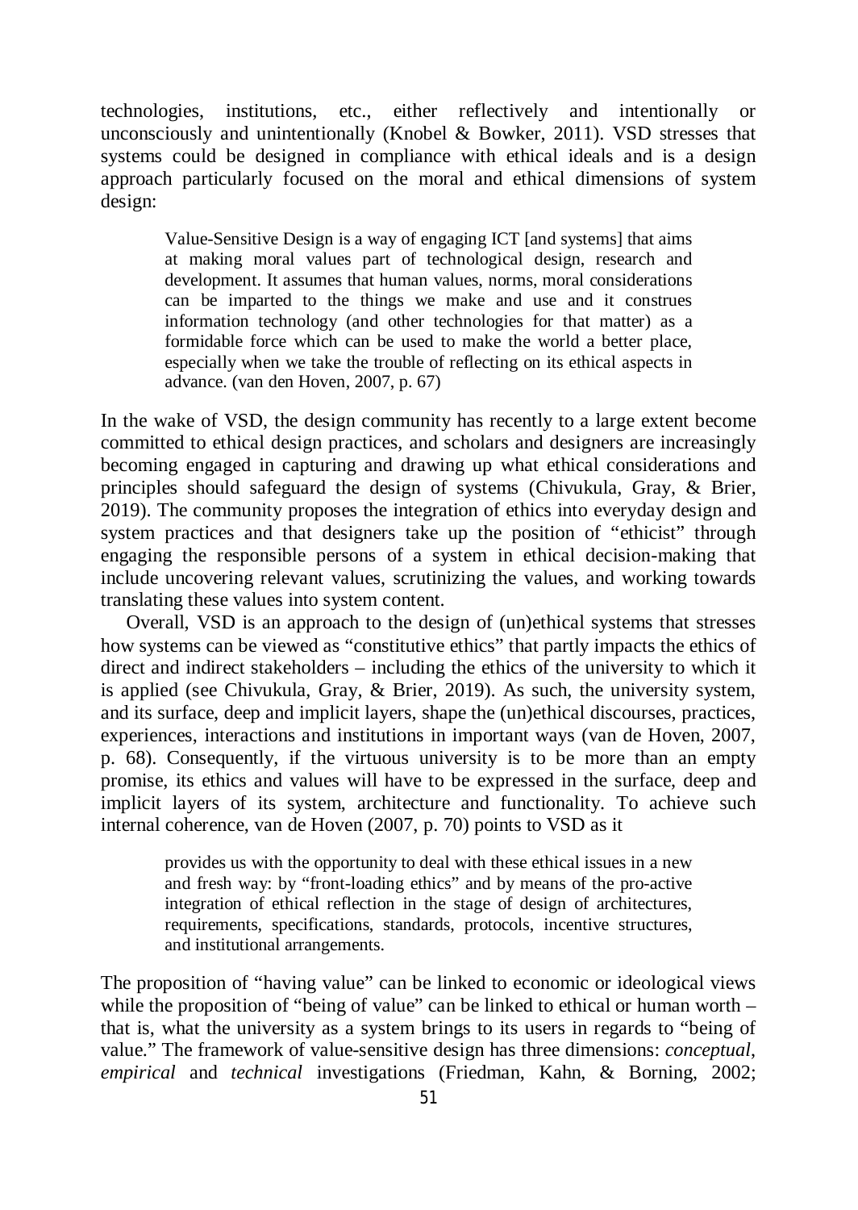technologies, institutions, etc., either reflectively and intentionally or unconsciously and unintentionally (Knobel & Bowker, 2011). VSD stresses that systems could be designed in compliance with ethical ideals and is a design approach particularly focused on the moral and ethical dimensions of system design:

> Value-Sensitive Design is a way of engaging ICT [and systems] that aims at making moral values part of technological design, research and development. It assumes that human values, norms, moral considerations can be imparted to the things we make and use and it construes information technology (and other technologies for that matter) as a formidable force which can be used to make the world a better place, especially when we take the trouble of reflecting on its ethical aspects in advance. (van den Hoven, 2007, p. 67)

In the wake of VSD, the design community has recently to a large extent become committed to ethical design practices, and scholars and designers are increasingly becoming engaged in capturing and drawing up what ethical considerations and principles should safeguard the design of systems (Chivukula, Gray, & Brier, 2019). The community proposes the integration of ethics into everyday design and system practices and that designers take up the position of "ethicist" through engaging the responsible persons of a system in ethical decision-making that include uncovering relevant values, scrutinizing the values, and working towards translating these values into system content.

Overall, VSD is an approach to the design of (un)ethical systems that stresses how systems can be viewed as "constitutive ethics" that partly impacts the ethics of direct and indirect stakeholders – including the ethics of the university to which it is applied (see Chivukula, Gray, & Brier, 2019). As such, the university system, and its surface, deep and implicit layers, shape the (un)ethical discourses, practices, experiences, interactions and institutions in important ways (van de Hoven, 2007, p. 68). Consequently, if the virtuous university is to be more than an empty promise, its ethics and values will have to be expressed in the surface, deep and implicit layers of its system, architecture and functionality. To achieve such internal coherence, van de Hoven (2007, p. 70) points to VSD as it

> provides us with the opportunity to deal with these ethical issues in a new and fresh way: by "front-loading ethics" and by means of the pro-active integration of ethical reflection in the stage of design of architectures, requirements, specifications, standards, protocols, incentive structures, and institutional arrangements.

The proposition of "having value" can be linked to economic or ideological views while the proposition of "being of value" can be linked to ethical or human worth – that is, what the university as a system brings to its users in regards to "being of value." The framework of value-sensitive design has three dimensions: *conceptual*, *empirical* and *technical* investigations (Friedman, Kahn, & Borning, 2002;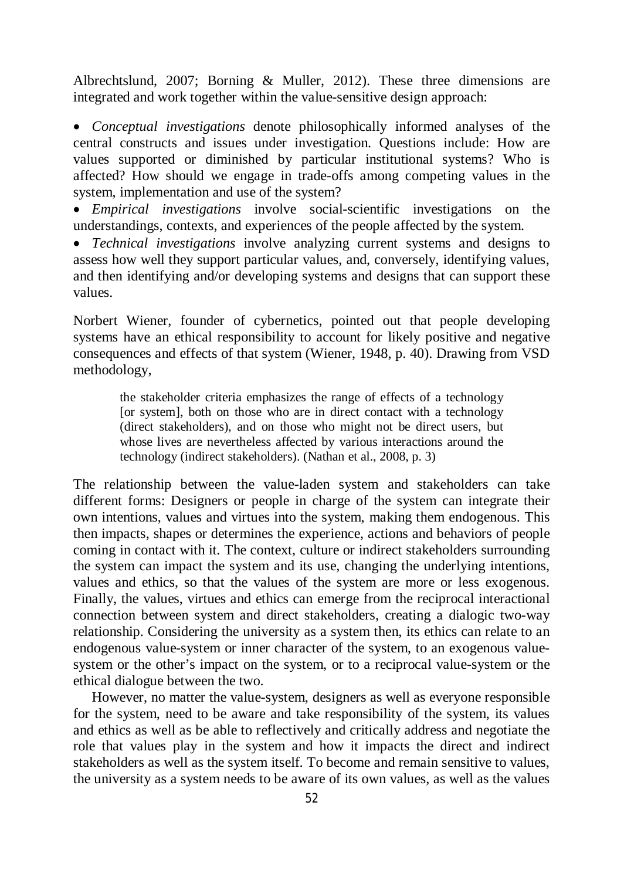Albrechtslund, 2007; Borning & Muller, 2012). These three dimensions are integrated and work together within the value-sensitive design approach:

- *Conceptual investigations* denote philosophically informed analyses of the central constructs and issues under investigation. Questions include: How are values supported or diminished by particular institutional systems? Who is affected? How should we engage in trade-offs among competing values in the system, implementation and use of the system?
- *Empirical investigations* involve social-scientific investigations on the understandings, contexts, and experiences of the people affected by the system.
- *Technical investigations* involve analyzing current systems and designs to assess how well they support particular values, and, conversely, identifying values, and then identifying and/or developing systems and designs that can support these values.

Norbert Wiener, founder of cybernetics, pointed out that people developing systems have an ethical responsibility to account for likely positive and negative consequences and effects of that system (Wiener, 1948, p. 40). Drawing from VSD methodology,

> the stakeholder criteria emphasizes the range of effects of a technology [or system], both on those who are in direct contact with a technology (direct stakeholders), and on those who might not be direct users, but whose lives are nevertheless affected by various interactions around the technology (indirect stakeholders). (Nathan et al., 2008, p. 3)

The relationship between the value-laden system and stakeholders can take different forms: Designers or people in charge of the system can integrate their own intentions, values and virtues into the system, making them endogenous. This then impacts, shapes or determines the experience, actions and behaviors of people coming in contact with it. The context, culture or indirect stakeholders surrounding the system can impact the system and its use, changing the underlying intentions, values and ethics, so that the values of the system are more or less exogenous. Finally, the values, virtues and ethics can emerge from the reciprocal interactional connection between system and direct stakeholders, creating a dialogic two-way relationship. Considering the university as a system then, its ethics can relate to an endogenous value-system or inner character of the system, to an exogenous value-system or the other's impact on the system, or to a reciprocal value-system or the ethical dialogue between the two.

However, no matter the value-system, designers as well as everyone responsible for the system, need to be aware and take responsibility of the system, its values and ethics as well as be able to reflectively and critically address and negotiate the role that values play in the system and how it impacts the direct and indirect stakeholders as well as the system itself. To become and remain sensitive to values, the university as a system needs to be aware of its own values, as well as the values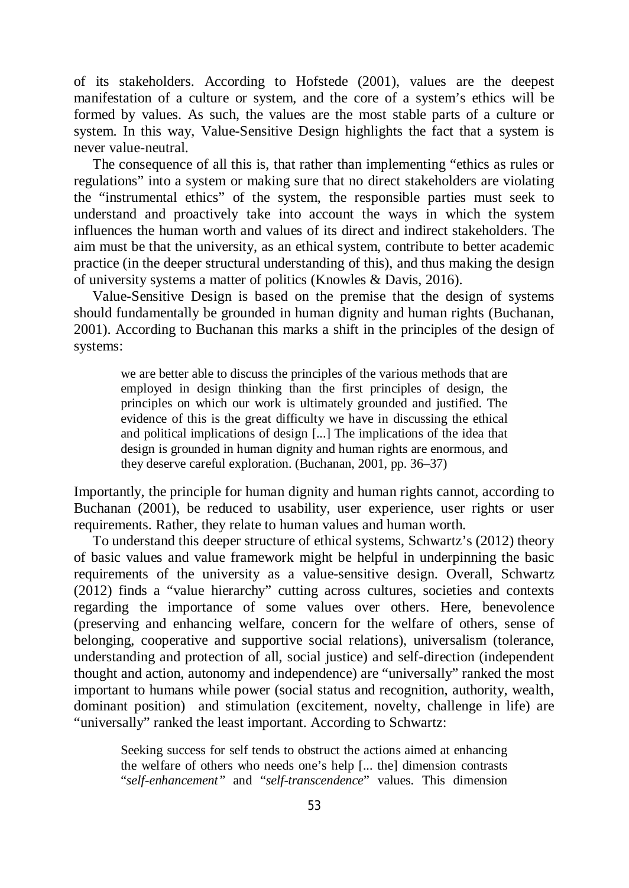of its stakeholders. According to Hofstede (2001), values are the deepest manifestation of a culture or system, and the core of a system's ethics will be formed by values. As such, the values are the most stable parts of a culture or system. In this way, Value-Sensitive Design highlights the fact that a system is never value-neutral.

The consequence of all this is, that rather than implementing "ethics as rules or regulations" into a system or making sure that no direct stakeholders are violating the "instrumental ethics" of the system, the responsible parties must seek to understand and proactively take into account the ways in which the system influences the human worth and values of its direct and indirect stakeholders. The aim must be that the university, as an ethical system, contribute to better academic practice (in the deeper structural understanding of this), and thus making the design of university systems a matter of politics (Knowles & Davis, 2016).

Value-Sensitive Design is based on the premise that the design of systems should fundamentally be grounded in human dignity and human rights (Buchanan, 2001). According to Buchanan this marks a shift in the principles of the design of systems:

> we are better able to discuss the principles of the various methods that are employed in design thinking than the first principles of design, the principles on which our work is ultimately grounded and justified. The evidence of this is the great difficulty we have in discussing the ethical and political implications of design [...] The implications of the idea that design is grounded in human dignity and human rights are enormous, and they deserve careful exploration. (Buchanan, 2001, pp. 36–37)

Importantly, the principle for human dignity and human rights cannot, according to Buchanan (2001), be reduced to usability, user experience, user rights or user requirements. Rather, they relate to human values and human worth.

To understand this deeper structure of ethical systems, Schwartz's (2012) theory of basic values and value framework might be helpful in underpinning the basic requirements of the university as a value-sensitive design. Overall, Schwartz (2012) finds a "value hierarchy" cutting across cultures, societies and contexts regarding the importance of some values over others. Here, benevolence (preserving and enhancing welfare, concern for the welfare of others, sense of belonging, cooperative and supportive social relations), universalism (tolerance, understanding and protection of all, social justice) and self-direction (independent thought and action, autonomy and independence) are "universally" ranked the most important to humans while power (social status and recognition, authority, wealth, dominant position) and stimulation (excitement, novelty, challenge in life) are "universally" ranked the least important. According to Schwartz:

> Seeking success for self tends to obstruct the actions aimed at enhancing the welfare of others who needs one's help [... the] dimension contrasts "*self-enhancement*" and "*self-transcendence*" values. This dimension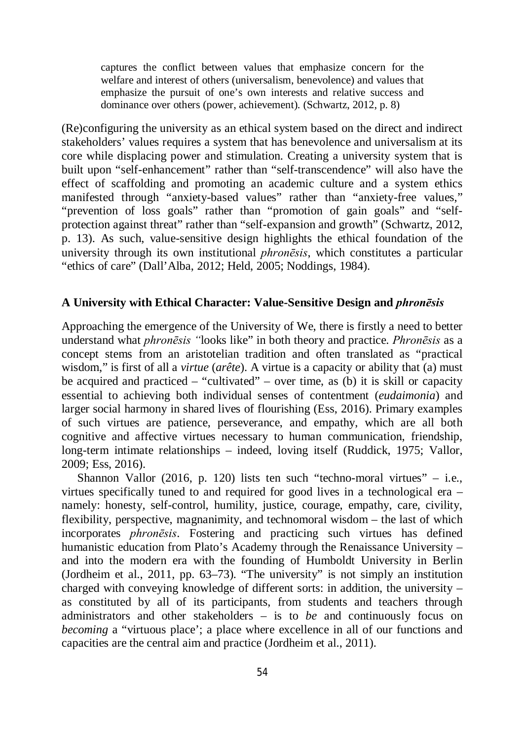> captures the conflict between values that emphasize concern for the welfare and interest of others (universalism, benevolence) and values that emphasize the pursuit of one's own interests and relative success and dominance over others (power, achievement). (Schwartz, 2012, p. 8)

(Re)configuring the university as an ethical system based on the direct and indirect stakeholders' values requires a system that has benevolence and universalism at its core while displacing power and stimulation. Creating a university system that is built upon "self-enhancement" rather than "self-transcendence" will also have the effect of scaffolding and promoting an academic culture and a system ethics manifested through "anxiety-based values" rather than "anxiety-free values," "prevention of loss goals" rather than "promotion of gain goals" and "self-protection against threat" rather than "self-expansion and growth" (Schwartz, 2012, p. 13). As such, value-sensitive design highlights the ethical foundation of the university through its own institutional *phronēsis*, which constitutes a particular "ethics of care" (Dall'Alba, 2012; Held, 2005; Noddings, 1984).

## A University with Ethical Character: Value-Sensitive Design and *phronēsis*

Approaching the emergence of the University of We, there is firstly a need to better understand what *phronēsis* "looks like" in both theory and practice. *Phronēsis* as a concept stems from an aristotelian tradition and often translated as "practical wisdom," is first of all a *virtue* (*arête*). A virtue is a capacity or ability that (a) must be acquired and practiced – "cultivated" – over time, as (b) it is skill or capacity essential to achieving both individual senses of contentment (*eudaimonia*) and larger social harmony in shared lives of flourishing (Ess, 2016). Primary examples of such virtues are patience, perseverance, and empathy, which are all both cognitive and affective virtues necessary to human communication, friendship, long-term intimate relationships – indeed, loving itself (Ruddick, 1975; Vallor, 2009; Ess, 2016).

Shannon Vallor (2016, p. 120) lists ten such "techno-moral virtues" – i.e., virtues specifically tuned to and required for good lives in a technological era – namely: honesty, self-control, humility, justice, courage, empathy, care, civility, flexibility, perspective, magnanimity, and technomoral wisdom – the last of which incorporates *phronēsis*. Fostering and practicing such virtues has defined humanistic education from Plato's Academy through the Renaissance University – and into the modern era with the founding of Humboldt University in Berlin (Jordheim et al., 2011, pp. 63–73). "The university" is not simply an institution charged with conveying knowledge of different sorts: in addition, the university – as constituted by all of its participants, from students and teachers through administrators and other stakeholders – is to *be* and continuously focus on *becoming* a "virtuous place'; a place where excellence in all of our functions and capacities are the central aim and practice (Jordheim et al., 2011).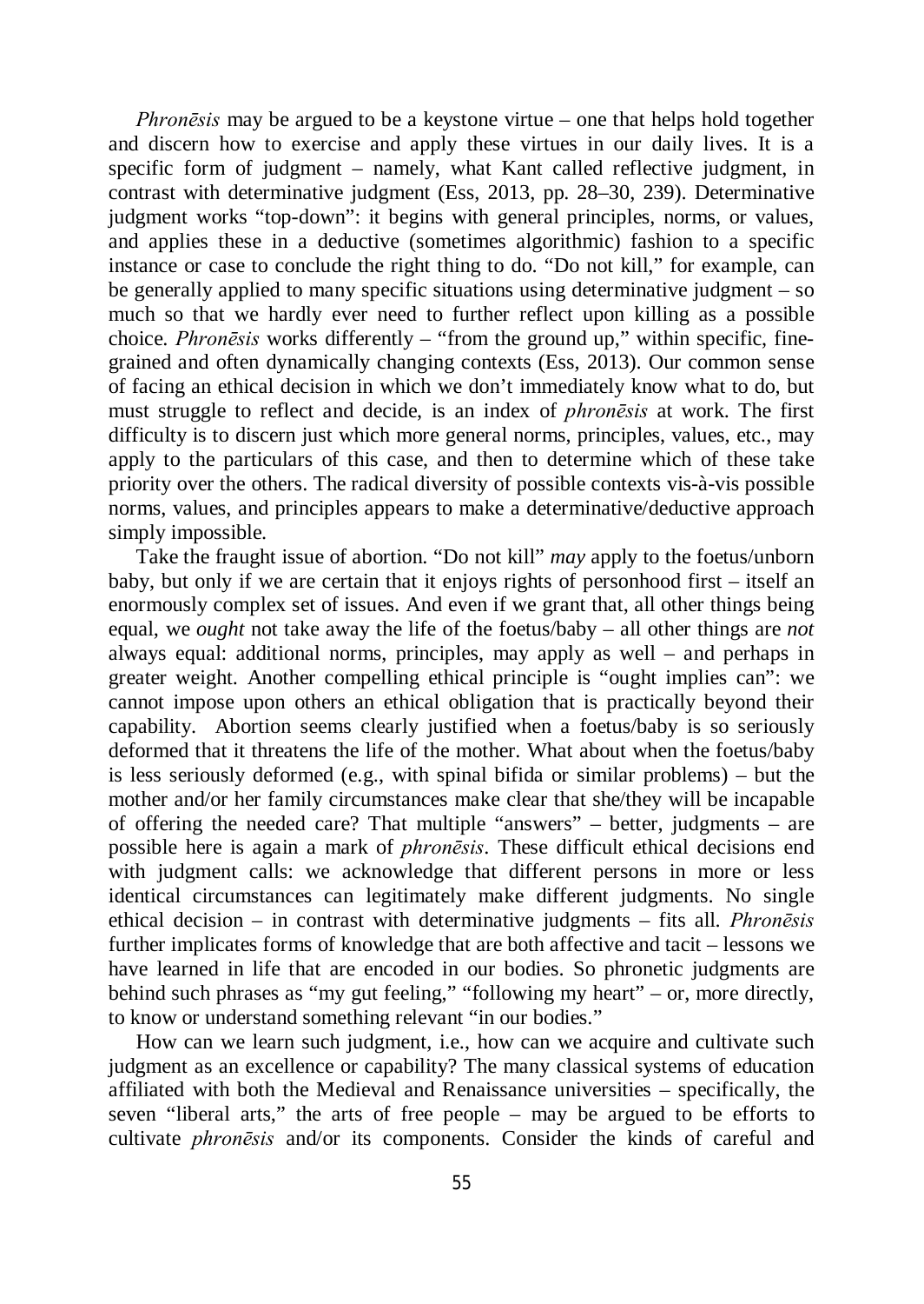*Phronēsis* may be argued to be a keystone virtue – one that helps hold together and discern how to exercise and apply these virtues in our daily lives. It is a specific form of judgment – namely, what Kant called reflective judgment, in contrast with determinative judgment (Ess, 2013, pp. 28–30, 239). Determinative judgment works "top-down": it begins with general principles, norms, or values, and applies these in a deductive (sometimes algorithmic) fashion to a specific instance or case to conclude the right thing to do. "Do not kill," for example, can be generally applied to many specific situations using determinative judgment – so much so that we hardly ever need to further reflect upon killing as a possible choice. *Phronēsis* works differently – "from the ground up," within specific, fine-grained and often dynamically changing contexts (Ess, 2013). Our common sense of facing an ethical decision in which we don't immediately know what to do, but must struggle to reflect and decide, is an index of *phronēsis* at work. The first difficulty is to discern just which more general norms, principles, values, etc., may apply to the particulars of this case, and then to determine which of these take priority over the others. The radical diversity of possible contexts vis-à-vis possible norms, values, and principles appears to make a determinative/deductive approach simply impossible.

Take the fraught issue of abortion. "Do not kill" *may* apply to the foetus/unborn baby, but only if we are certain that it enjoys rights of personhood first – itself an enormously complex set of issues. And even if we grant that, all other things being equal, we *ought* not take away the life of the foetus/baby – all other things are *not* always equal: additional norms, principles, may apply as well – and perhaps in greater weight. Another compelling ethical principle is "ought implies can": we cannot impose upon others an ethical obligation that is practically beyond their capability. Abortion seems clearly justified when a foetus/baby is so seriously deformed that it threatens the life of the mother. What about when the foetus/baby is less seriously deformed (e.g., with spinal bifida or similar problems) – but the mother and/or her family circumstances make clear that she/they will be incapable of offering the needed care? That multiple "answers" – better, judgments – are possible here is again a mark of *phronēsis*. These difficult ethical decisions end with judgment calls: we acknowledge that different persons in more or less identical circumstances can legitimately make different judgments. No single ethical decision – in contrast with determinative judgments – fits all. *Phronēsis* further implicates forms of knowledge that are both affective and tacit – lessons we have learned in life that are encoded in our bodies. So phronetic judgments are behind such phrases as "my gut feeling," "following my heart" – or, more directly, to know or understand something relevant "in our bodies."

How can we learn such judgment, i.e., how can we acquire and cultivate such judgment as an excellence or capability? The many classical systems of education affiliated with both the Medieval and Renaissance universities – specifically, the seven "liberal arts," the arts of free people – may be argued to be efforts to cultivate *phronēsis* and/or its components. Consider the kinds of careful and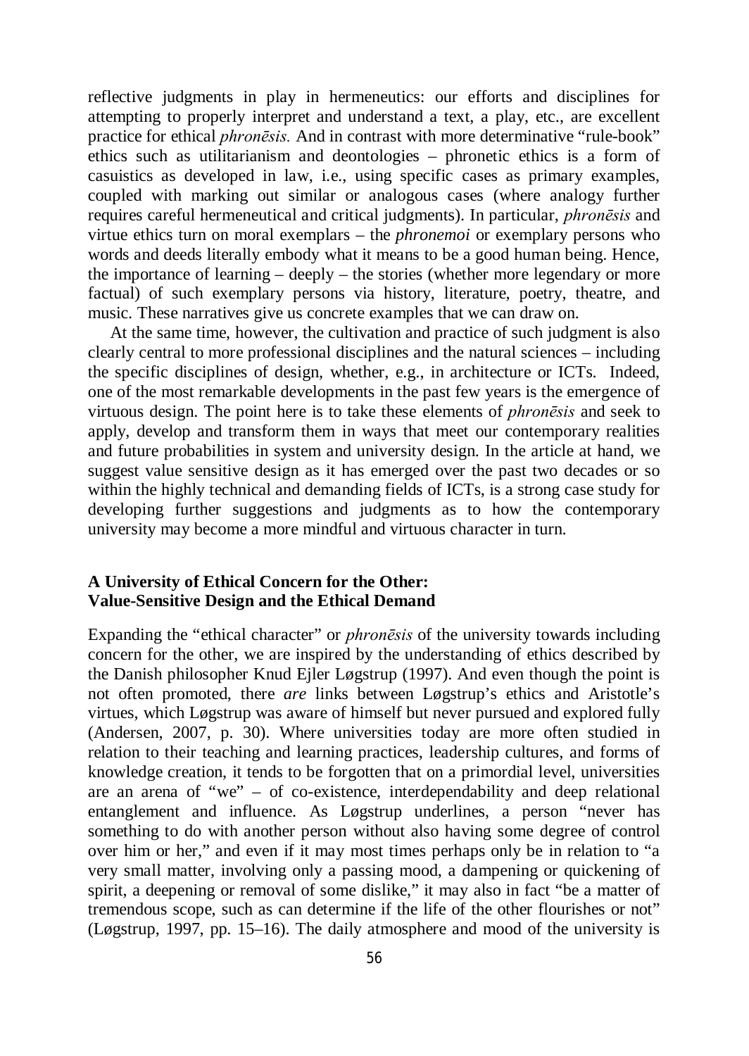reflective judgments in play in hermeneutics: our efforts and disciplines for attempting to properly interpret and understand a text, a play, etc., are excellent practice for ethical *phronēsis.* And in contrast with more determinative "rule-book" ethics such as utilitarianism and deontologies – phronetic ethics is a form of casuistics as developed in law, i.e., using specific cases as primary examples, coupled with marking out similar or analogous cases (where analogy further requires careful hermeneutical and critical judgments). In particular, *phronēsis* and virtue ethics turn on moral exemplars – the *phronemoi* or exemplary persons who words and deeds literally embody what it means to be a good human being. Hence, the importance of learning – deeply – the stories (whether more legendary or more factual) of such exemplary persons via history, literature, poetry, theatre, and music. These narratives give us concrete examples that we can draw on.

At the same time, however, the cultivation and practice of such judgment is also clearly central to more professional disciplines and the natural sciences – including the specific disciplines of design, whether, e.g., in architecture or ICTs. Indeed, one of the most remarkable developments in the past few years is the emergence of virtuous design. The point here is to take these elements of *phronēsis* and seek to apply, develop and transform them in ways that meet our contemporary realities and future probabilities in system and university design. In the article at hand, we suggest value sensitive design as it has emerged over the past two decades or so within the highly technical and demanding fields of ICTs, is a strong case study for developing further suggestions and judgments as to how the contemporary university may become a more mindful and virtuous character in turn.

## A University of Ethical Concern for the Other: Value-Sensitive Design and the Ethical Demand

Expanding the "ethical character" or *phronēsis* of the university towards including concern for the other, we are inspired by the understanding of ethics described by the Danish philosopher Knud Ejler Løgstrup (1997). And even though the point is not often promoted, there *are* links between Løgstrup's ethics and Aristotle's virtues, which Løgstrup was aware of himself but never pursued and explored fully (Andersen, 2007, p. 30). Where universities today are more often studied in relation to their teaching and learning practices, leadership cultures, and forms of knowledge creation, it tends to be forgotten that on a primordial level, universities are an arena of "we" – of co-existence, interdependability and deep relational entanglement and influence. As Løgstrup underlines, a person "never has something to do with another person without also having some degree of control over him or her," and even if it may most times perhaps only be in relation to "a very small matter, involving only a passing mood, a dampening or quickening of spirit, a deepening or removal of some dislike," it may also in fact "be a matter of tremendous scope, such as can determine if the life of the other flourishes or not" (Løgstrup, 1997, pp. 15–16). The daily atmosphere and mood of the university is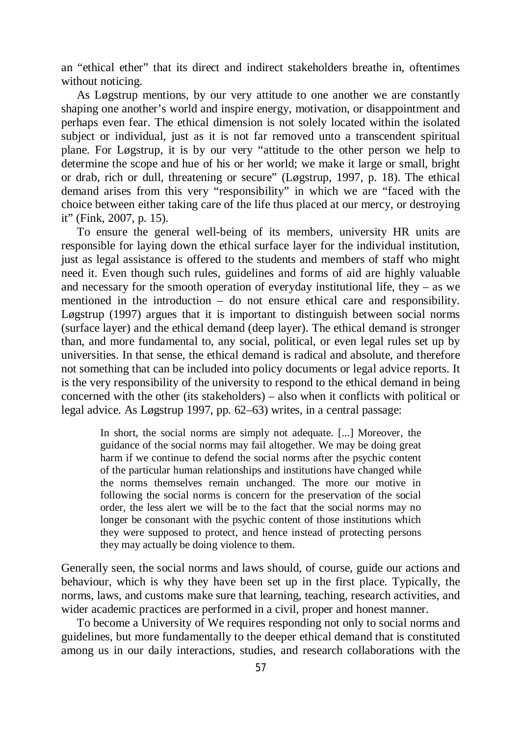an "ethical ether" that its direct and indirect stakeholders breathe in, oftentimes without noticing.

As Løgstrup mentions, by our very attitude to one another we are constantly shaping one another's world and inspire energy, motivation, or disappointment and perhaps even fear. The ethical dimension is not solely located within the isolated subject or individual, just as it is not far removed unto a transcendent spiritual plane. For Løgstrup, it is by our very "attitude to the other person we help to determine the scope and hue of his or her world; we make it large or small, bright or drab, rich or dull, threatening or secure" (Løgstrup, 1997, p. 18). The ethical demand arises from this very "responsibility" in which we are "faced with the choice between either taking care of the life thus placed at our mercy, or destroying it" (Fink, 2007, p. 15).

To ensure the general well-being of its members, university HR units are responsible for laying down the ethical surface layer for the individual institution, just as legal assistance is offered to the students and members of staff who might need it. Even though such rules, guidelines and forms of aid are highly valuable and necessary for the smooth operation of everyday institutional life, they – as we mentioned in the introduction – do not ensure ethical care and responsibility. Løgstrup (1997) argues that it is important to distinguish between social norms (surface layer) and the ethical demand (deep layer). The ethical demand is stronger than, and more fundamental to, any social, political, or even legal rules set up by universities. In that sense, the ethical demand is radical and absolute, and therefore not something that can be included into policy documents or legal advice reports. It is the very responsibility of the university to respond to the ethical demand in being concerned with the other (its stakeholders) – also when it conflicts with political or legal advice. As Løgstrup 1997, pp. 62–63) writes, in a central passage:

> In short, the social norms are simply not adequate. [...] Moreover, the guidance of the social norms may fail altogether. We may be doing great harm if we continue to defend the social norms after the psychic content of the particular human relationships and institutions have changed while the norms themselves remain unchanged. The more our motive in following the social norms is concern for the preservation of the social order, the less alert we will be to the fact that the social norms may no longer be consonant with the psychic content of those institutions which they were supposed to protect, and hence instead of protecting persons they may actually be doing violence to them.

Generally seen, the social norms and laws should, of course, guide our actions and behaviour, which is why they have been set up in the first place. Typically, the norms, laws, and customs make sure that learning, teaching, research activities, and wider academic practices are performed in a civil, proper and honest manner.

To become a University of We requires responding not only to social norms and guidelines, but more fundamentally to the deeper ethical demand that is constituted among us in our daily interactions, studies, and research collaborations with the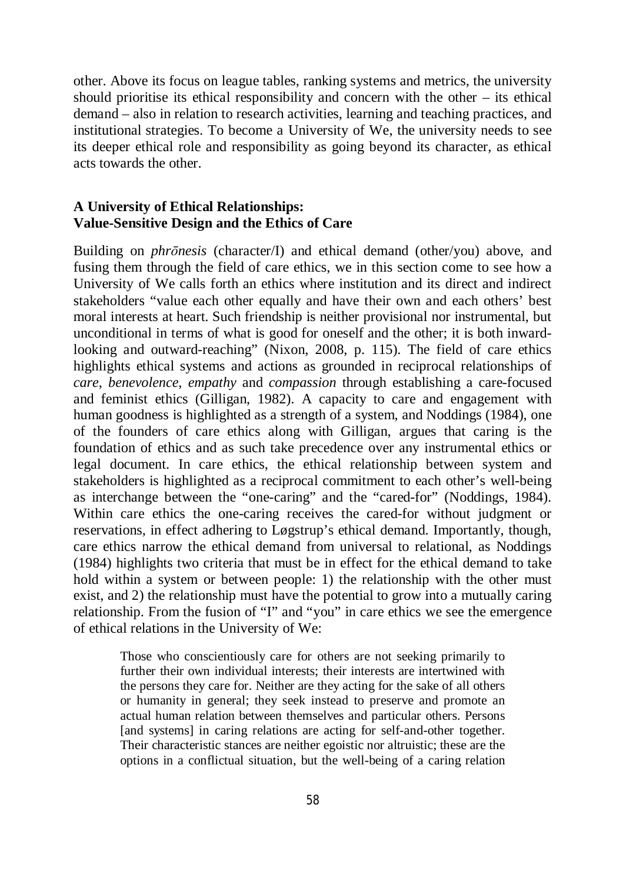other. Above its focus on league tables, ranking systems and metrics, the university should prioritise its ethical responsibility and concern with the other – its ethical demand – also in relation to research activities, learning and teaching practices, and institutional strategies. To become a University of We, the university needs to see its deeper ethical role and responsibility as going beyond its character, as ethical acts towards the other.

## A University of Ethical Relationships: Value-Sensitive Design and the Ethics of Care

Building on *phrōnesis* (character/I) and ethical demand (other/you) above, and fusing them through the field of care ethics, we in this section come to see how a University of We calls forth an ethics where institution and its direct and indirect stakeholders "value each other equally and have their own and each others' best moral interests at heart. Such friendship is neither provisional nor instrumental, but unconditional in terms of what is good for oneself and the other; it is both inward-looking and outward-reaching" (Nixon, 2008, p. 115). The field of care ethics highlights ethical systems and actions as grounded in reciprocal relationships of *care*, *benevolence*, *empathy* and *compassion* through establishing a care-focused and feminist ethics (Gilligan, 1982). A capacity to care and engagement with human goodness is highlighted as a strength of a system, and Noddings (1984), one of the founders of care ethics along with Gilligan, argues that caring is the foundation of ethics and as such take precedence over any instrumental ethics or legal document. In care ethics, the ethical relationship between system and stakeholders is highlighted as a reciprocal commitment to each other's well-being as interchange between the "one-caring" and the "cared-for" (Noddings, 1984). Within care ethics the one-caring receives the cared-for without judgment or reservations, in effect adhering to Løgstrup's ethical demand. Importantly, though, care ethics narrow the ethical demand from universal to relational, as Noddings (1984) highlights two criteria that must be in effect for the ethical demand to take hold within a system or between people: 1) the relationship with the other must exist, and 2) the relationship must have the potential to grow into a mutually caring relationship. From the fusion of "I" and "you" in care ethics we see the emergence of ethical relations in the University of We:

> Those who conscientiously care for others are not seeking primarily to further their own individual interests; their interests are intertwined with the persons they care for. Neither are they acting for the sake of all others or humanity in general; they seek instead to preserve and promote an actual human relation between themselves and particular others. Persons [and systems] in caring relations are acting for self-and-other together. Their characteristic stances are neither egoistic nor altruistic; these are the options in a conflictual situation, but the well-being of a caring relation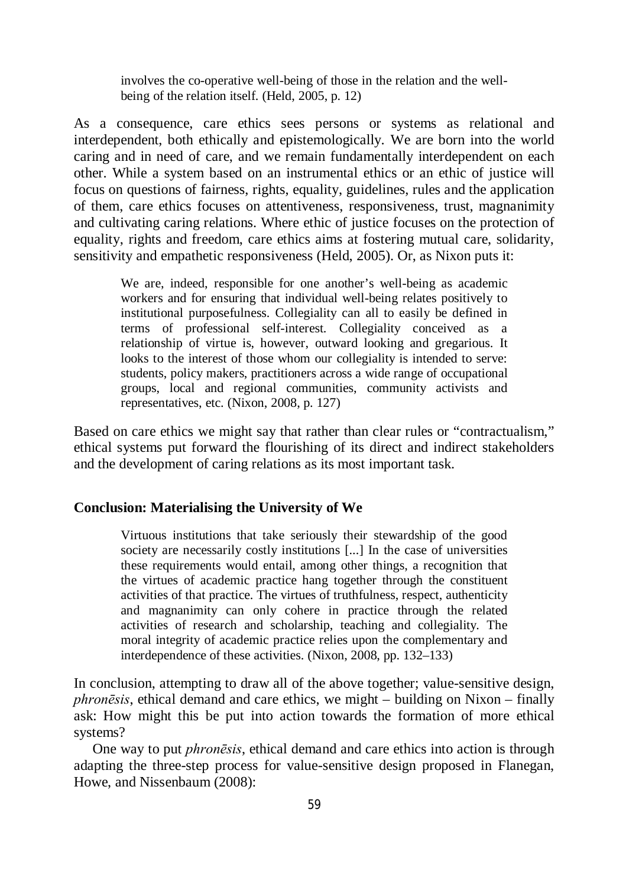> involves the co-operative well-being of those in the relation and the well-being of the relation itself. (Held, 2005, p. 12)

As a consequence, care ethics sees persons or systems as relational and interdependent, both ethically and epistemologically. We are born into the world caring and in need of care, and we remain fundamentally interdependent on each other. While a system based on an instrumental ethics or an ethic of justice will focus on questions of fairness, rights, equality, guidelines, rules and the application of them, care ethics focuses on attentiveness, responsiveness, trust, magnanimity and cultivating caring relations. Where ethic of justice focuses on the protection of equality, rights and freedom, care ethics aims at fostering mutual care, solidarity, sensitivity and empathetic responsiveness (Held, 2005). Or, as Nixon puts it:

> We are, indeed, responsible for one another's well-being as academic workers and for ensuring that individual well-being relates positively to institutional purposefulness. Collegiality can all to easily be defined in terms of professional self-interest. Collegiality conceived as a relationship of virtue is, however, outward looking and gregarious. It looks to the interest of those whom our collegiality is intended to serve: students, policy makers, practitioners across a wide range of occupational groups, local and regional communities, community activists and representatives, etc. (Nixon, 2008, p. 127)

Based on care ethics we might say that rather than clear rules or "contractualism," ethical systems put forward the flourishing of its direct and indirect stakeholders and the development of caring relations as its most important task.

## Conclusion: Materialising the University of We

> Virtuous institutions that take seriously their stewardship of the good society are necessarily costly institutions [...] In the case of universities these requirements would entail, among other things, a recognition that the virtues of academic practice hang together through the constituent activities of that practice. The virtues of truthfulness, respect, authenticity and magnanimity can only cohere in practice through the related activities of research and scholarship, teaching and collegiality. The moral integrity of academic practice relies upon the complementary and interdependence of these activities. (Nixon, 2008, pp. 132–133)

In conclusion, attempting to draw all of the above together; value-sensitive design, *phronēsis*, ethical demand and care ethics, we might – building on Nixon – finally ask: How might this be put into action towards the formation of more ethical systems?

One way to put *phronēsis*, ethical demand and care ethics into action is through adapting the three-step process for value-sensitive design proposed in Flanegan, Howe, and Nissenbaum (2008):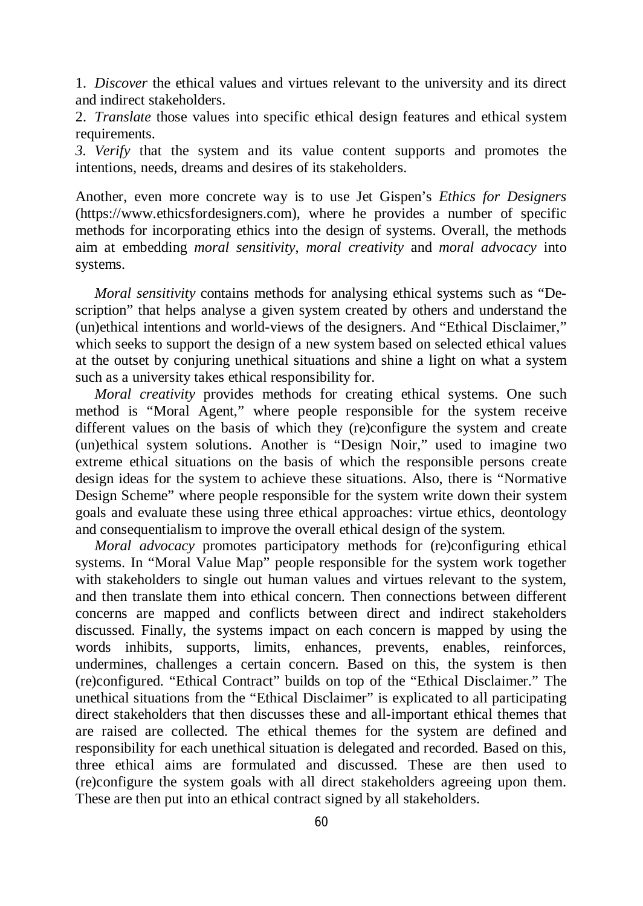1. *Discover* the ethical values and virtues relevant to the university and its direct and indirect stakeholders.

2. *Translate* those values into specific ethical design features and ethical system requirements.

*3. Verify* that the system and its value content supports and promotes the intentions, needs, dreams and desires of its stakeholders.

Another, even more concrete way is to use Jet Gispen's *Ethics for Designers* (https://www.ethicsfordesigners.com), where he provides a number of specific methods for incorporating ethics into the design of systems. Overall, the methods aim at embedding *moral sensitivity*, *moral creativity* and *moral advocacy* into systems.

*Moral sensitivity* contains methods for analysing ethical systems such as "Description" that helps analyse a given system created by others and understand the (un)ethical intentions and world-views of the designers. And "Ethical Disclaimer," which seeks to support the design of a new system based on selected ethical values at the outset by conjuring unethical situations and shine a light on what a system such as a university takes ethical responsibility for.

*Moral creativity* provides methods for creating ethical systems. One such method is "Moral Agent," where people responsible for the system receive different values on the basis of which they (re)configure the system and create (un)ethical system solutions. Another is "Design Noir," used to imagine two extreme ethical situations on the basis of which the responsible persons create design ideas for the system to achieve these situations. Also, there is "Normative Design Scheme" where people responsible for the system write down their system goals and evaluate these using three ethical approaches: virtue ethics, deontology and consequentialism to improve the overall ethical design of the system.

*Moral advocacy* promotes participatory methods for (re)configuring ethical systems. In "Moral Value Map" people responsible for the system work together with stakeholders to single out human values and virtues relevant to the system, and then translate them into ethical concern. Then connections between different concerns are mapped and conflicts between direct and indirect stakeholders discussed. Finally, the systems impact on each concern is mapped by using the words inhibits, supports, limits, enhances, prevents, enables, reinforces, undermines, challenges a certain concern. Based on this, the system is then (re)configured. "Ethical Contract" builds on top of the "Ethical Disclaimer." The unethical situations from the "Ethical Disclaimer" is explicated to all participating direct stakeholders that then discusses these and all-important ethical themes that are raised are collected. The ethical themes for the system are defined and responsibility for each unethical situation is delegated and recorded. Based on this, three ethical aims are formulated and discussed. These are then used to (re)configure the system goals with all direct stakeholders agreeing upon them. These are then put into an ethical contract signed by all stakeholders.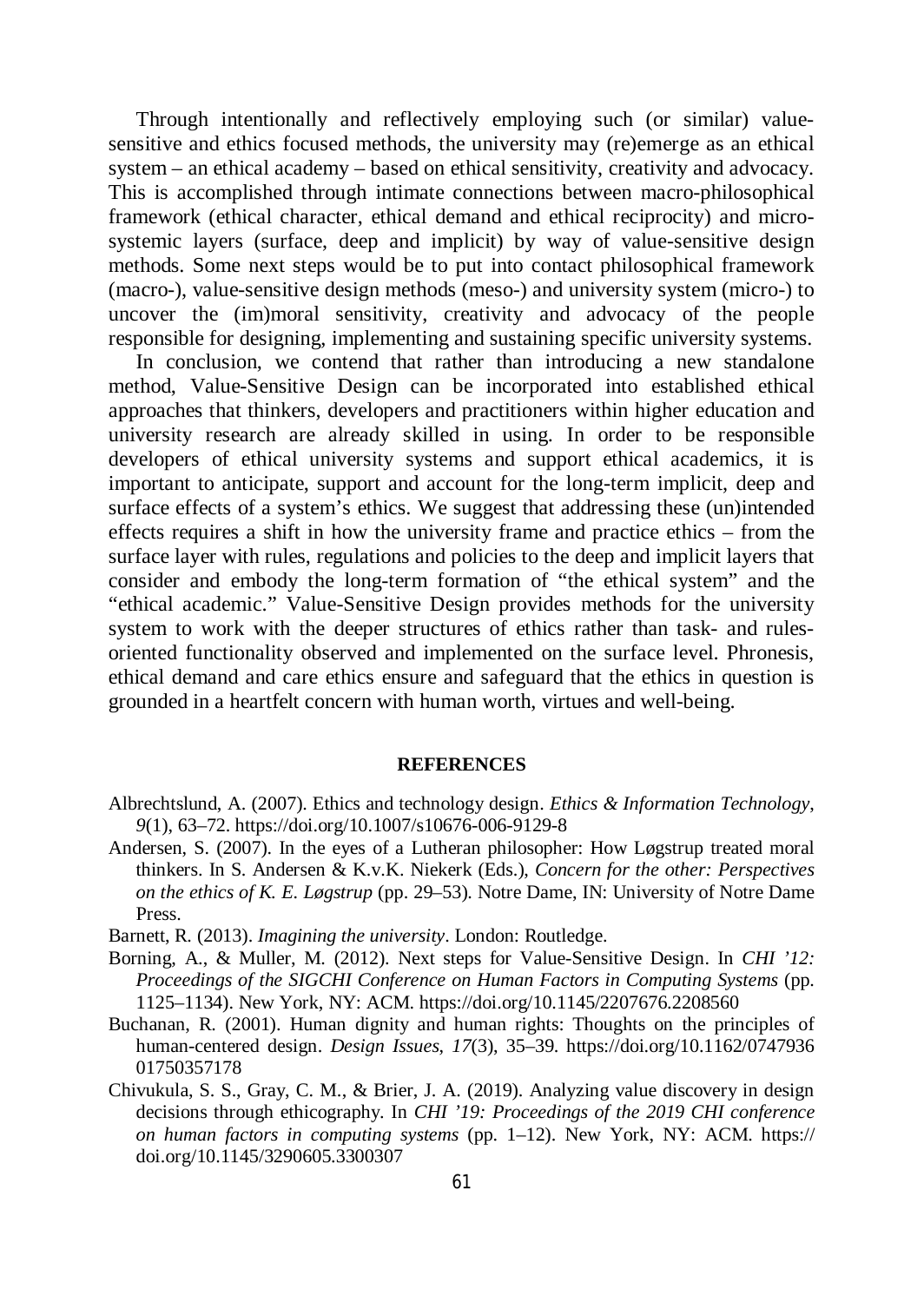Through intentionally and reflectively employing such (or similar) value-sensitive and ethics focused methods, the university may (re)emerge as an ethical system – an ethical academy – based on ethical sensitivity, creativity and advocacy. This is accomplished through intimate connections between macro-philosophical framework (ethical character, ethical demand and ethical reciprocity) and micro-systemic layers (surface, deep and implicit) by way of value-sensitive design methods. Some next steps would be to put into contact philosophical framework (macro-), value-sensitive design methods (meso-) and university system (micro-) to uncover the (im)moral sensitivity, creativity and advocacy of the people responsible for designing, implementing and sustaining specific university systems.

In conclusion, we contend that rather than introducing a new standalone method, Value-Sensitive Design can be incorporated into established ethical approaches that thinkers, developers and practitioners within higher education and university research are already skilled in using. In order to be responsible developers of ethical university systems and support ethical academics, it is important to anticipate, support and account for the long-term implicit, deep and surface effects of a system's ethics. We suggest that addressing these (un)intended effects requires a shift in how the university frame and practice ethics – from the surface layer with rules, regulations and policies to the deep and implicit layers that consider and embody the long-term formation of "the ethical system" and the "ethical academic." Value-Sensitive Design provides methods for the university system to work with the deeper structures of ethics rather than task- and rules-oriented functionality observed and implemented on the surface level. Phronesis, ethical demand and care ethics ensure and safeguard that the ethics in question is grounded in a heartfelt concern with human worth, virtues and well-being.

## REFERENCES

Albrechtslund, A. (2007). Ethics and technology design. *Ethics & Information Technology*, *9*(1), 63–72. https://doi.org/10.1007/s10676-006-9129-8

Andersen, S. (2007). In the eyes of a Lutheran philosopher: How Løgstrup treated moral thinkers. In S. Andersen & K.v.K. Niekerk (Eds.), *Concern for the other: Perspectives on the ethics of K. E. Løgstrup* (pp. 29–53). Notre Dame, IN: University of Notre Dame Press.

Barnett, R. (2013). *Imagining the university*. London: Routledge.

Borning, A., & Muller, M. (2012). Next steps for Value-Sensitive Design. In *CHI '12: Proceedings of the SIGCHI Conference on Human Factors in Computing Systems* (pp. 1125–1134). New York, NY: ACM. https://doi.org/10.1145/2207676.2208560

Buchanan, R. (2001). Human dignity and human rights: Thoughts on the principles of human-centered design. *Design Issues*, *17*(3), 35–39. https://doi.org/10.1162/074793601750357178

Chivukula, S. S., Gray, C. M., & Brier, J. A. (2019). Analyzing value discovery in design decisions through ethicography. In *CHI '19: Proceedings of the 2019 CHI conference on human factors in computing systems* (pp. 1–12). New York, NY: ACM. https://doi.org/10.1145/3290605.3300307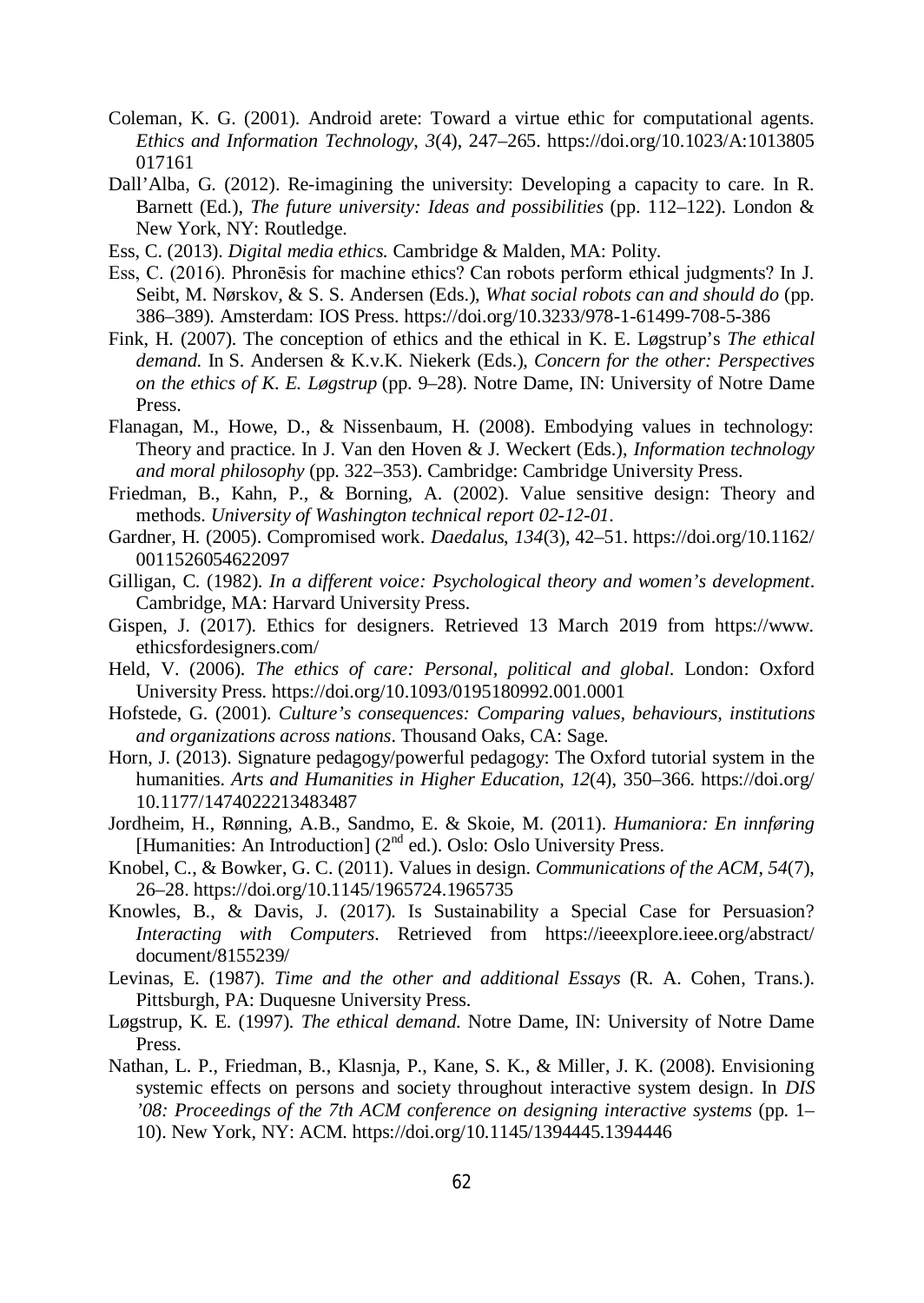Coleman, K. G. (2001). Android arete: Toward a virtue ethic for computational agents. *Ethics and Information Technology*, *3*(4), 247–265. https://doi.org/10.1023/A:1013805017161

Dall'Alba, G. (2012). Re-imagining the university: Developing a capacity to care. In R. Barnett (Ed.), *The future university: Ideas and possibilities* (pp. 112–122). London & New York, NY: Routledge.

Ess, C. (2013). *Digital media ethics.* Cambridge & Malden, MA: Polity.

Ess, C. (2016). Phronēsis for machine ethics? Can robots perform ethical judgments? In J. Seibt, M. Nørskov, & S. S. Andersen (Eds.), *What social robots can and should do* (pp. 386–389). Amsterdam: IOS Press. https://doi.org/10.3233/978-1-61499-708-5-386

Fink, H. (2007). The conception of ethics and the ethical in K. E. Løgstrup's *The ethical demand.* In S. Andersen & K.v.K. Niekerk (Eds.), *Concern for the other: Perspectives on the ethics of K. E. Løgstrup* (pp. 9–28). Notre Dame, IN: University of Notre Dame Press.

Flanagan, M., Howe, D., & Nissenbaum, H. (2008). Embodying values in technology: Theory and practice. In J. Van den Hoven & J. Weckert (Eds.), *Information technology and moral philosophy* (pp. 322–353). Cambridge: Cambridge University Press.

Friedman, B., Kahn, P., & Borning, A. (2002). Value sensitive design: Theory and methods. *University of Washington technical report 02-12-01*.

Gardner, H. (2005). Compromised work. *Daedalus*, *134*(3), 42–51. https://doi.org/10.1162/0011526054622097

Gilligan, C. (1982). *In a different voice: Psychological theory and women's development*. Cambridge, MA: Harvard University Press.

Gispen, J. (2017). Ethics for designers. Retrieved 13 March 2019 from https://www.ethicsfordesigners.com/

Held, V. (2006). *The ethics of care: Personal, political and global*. London: Oxford University Press. https://doi.org/10.1093/0195180992.001.0001

Hofstede, G. (2001). *Culture's consequences: Comparing values, behaviours, institutions and organizations across nations*. Thousand Oaks, CA: Sage.

Horn, J. (2013). Signature pedagogy/powerful pedagogy: The Oxford tutorial system in the humanities. *Arts and Humanities in Higher Education*, *12*(4), 350–366. https://doi.org/10.1177/1474022213483487

Jordheim, H., Rønning, A.B., Sandmo, E. & Skoie, M. (2011). *Humaniora: En innføring* [Humanities: An Introduction] (2nd ed.). Oslo: Oslo University Press.

Knobel, C., & Bowker, G. C. (2011). Values in design. *Communications of the ACM*, *54*(7), 26–28. https://doi.org/10.1145/1965724.1965735

Knowles, B., & Davis, J. (2017). Is Sustainability a Special Case for Persuasion? *Interacting with Computers*. Retrieved from https://ieeexplore.ieee.org/abstract/document/8155239/

Levinas, E. (1987). *Time and the other and additional Essays* (R. A. Cohen, Trans.). Pittsburgh, PA: Duquesne University Press.

Løgstrup, K. E. (1997). *The ethical demand.* Notre Dame, IN: University of Notre Dame Press.

Nathan, L. P., Friedman, B., Klasnja, P., Kane, S. K., & Miller, J. K. (2008). Envisioning systemic effects on persons and society throughout interactive system design. In *DIS '08: Proceedings of the 7th ACM conference on designing interactive systems* (pp. 1–10). New York, NY: ACM. https://doi.org/10.1145/1394445.1394446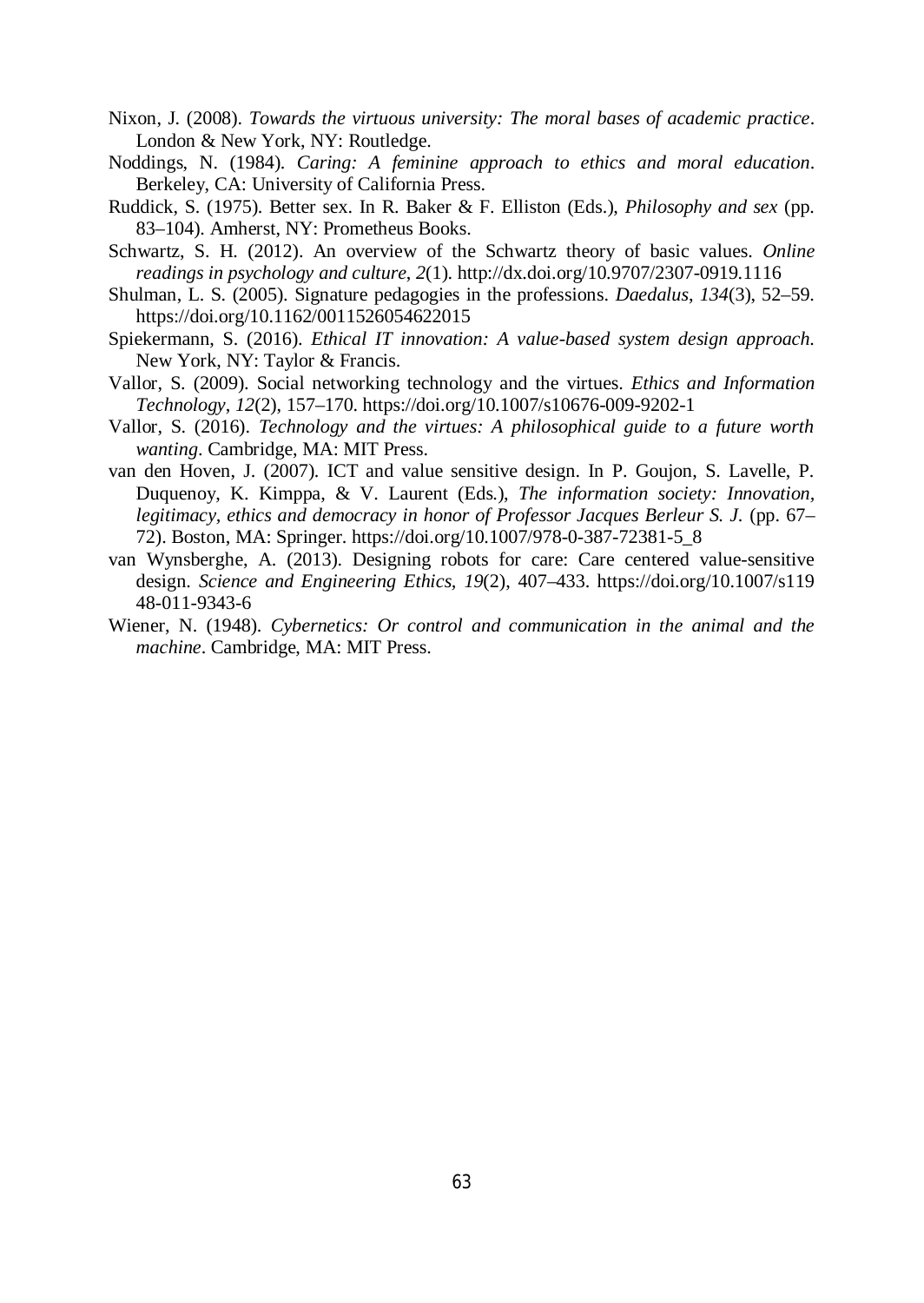Nixon, J. (2008). *Towards the virtuous university: The moral bases of academic practice*. London & New York, NY: Routledge.

Noddings, N. (1984). *Caring: A feminine approach to ethics and moral education*. Berkeley, CA: University of California Press.

Ruddick, S. (1975). Better sex. In R. Baker & F. Elliston (Eds.), *Philosophy and sex* (pp. 83–104). Amherst, NY: Prometheus Books.

Schwartz, S. H. (2012). An overview of the Schwartz theory of basic values. *Online readings in psychology and culture*, *2*(1). http://dx.doi.org/10.9707/2307-0919.1116

Shulman, L. S. (2005). Signature pedagogies in the professions. *Daedalus*, *134*(3), 52–59. https://doi.org/10.1162/0011526054622015

Spiekermann, S. (2016). *Ethical IT innovation: A value-based system design approach*. New York, NY: Taylor & Francis.

Vallor, S. (2009). Social networking technology and the virtues. *Ethics and Information Technology*, *12*(2), 157–170. https://doi.org/10.1007/s10676-009-9202-1

Vallor, S. (2016). *Technology and the virtues: A philosophical guide to a future worth wanting*. Cambridge, MA: MIT Press.

van den Hoven, J. (2007). ICT and value sensitive design. In P. Goujon, S. Lavelle, P. Duquenoy, K. Kimppa, & V. Laurent (Eds.), *The information society: Innovation, legitimacy, ethics and democracy in honor of Professor Jacques Berleur S. J.* (pp. 67–72). Boston, MA: Springer. https://doi.org/10.1007/978-0-387-72381-5_8

van Wynsberghe, A. (2013). Designing robots for care: Care centered value-sensitive design. *Science and Engineering Ethics, 19*(2), 407–433. https://doi.org/10.1007/s11948-011-9343-6

Wiener, N. (1948). *Cybernetics: Or control and communication in the animal and the machine*. Cambridge, MA: MIT Press.